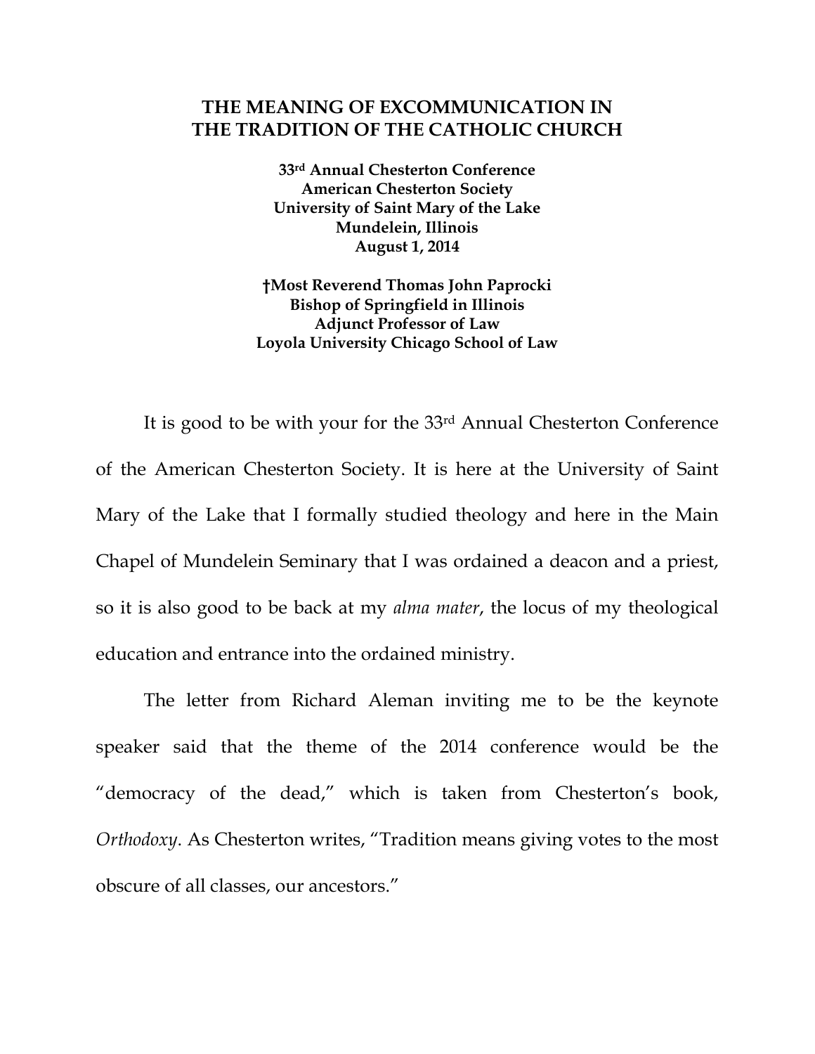# THE MEANING OF EXCOMMUNICATION IN THE TRADITION OF THE CATHOLIC CHURCH

**33rd Annual Chesterton Conference**
**American Chesterton Society**
**University of Saint Mary of the Lake**
**Mundelein, Illinois**
**August 1, 2014**

**†Most Reverend Thomas John Paprocki**
**Bishop of Springfield in Illinois**
**Adjunct Professor of Law**
**Loyola University Chicago School of Law**

It is good to be with your for the 33rd Annual Chesterton Conference of the American Chesterton Society. It is here at the University of Saint Mary of the Lake that I formally studied theology and here in the Main Chapel of Mundelein Seminary that I was ordained a deacon and a priest, so it is also good to be back at my *alma mater*, the locus of my theological education and entrance into the ordained ministry.

The letter from Richard Aleman inviting me to be the keynote speaker said that the theme of the 2014 conference would be the "democracy of the dead," which is taken from Chesterton's book, *Orthodoxy*. As Chesterton writes, "Tradition means giving votes to the most obscure of all classes, our ancestors."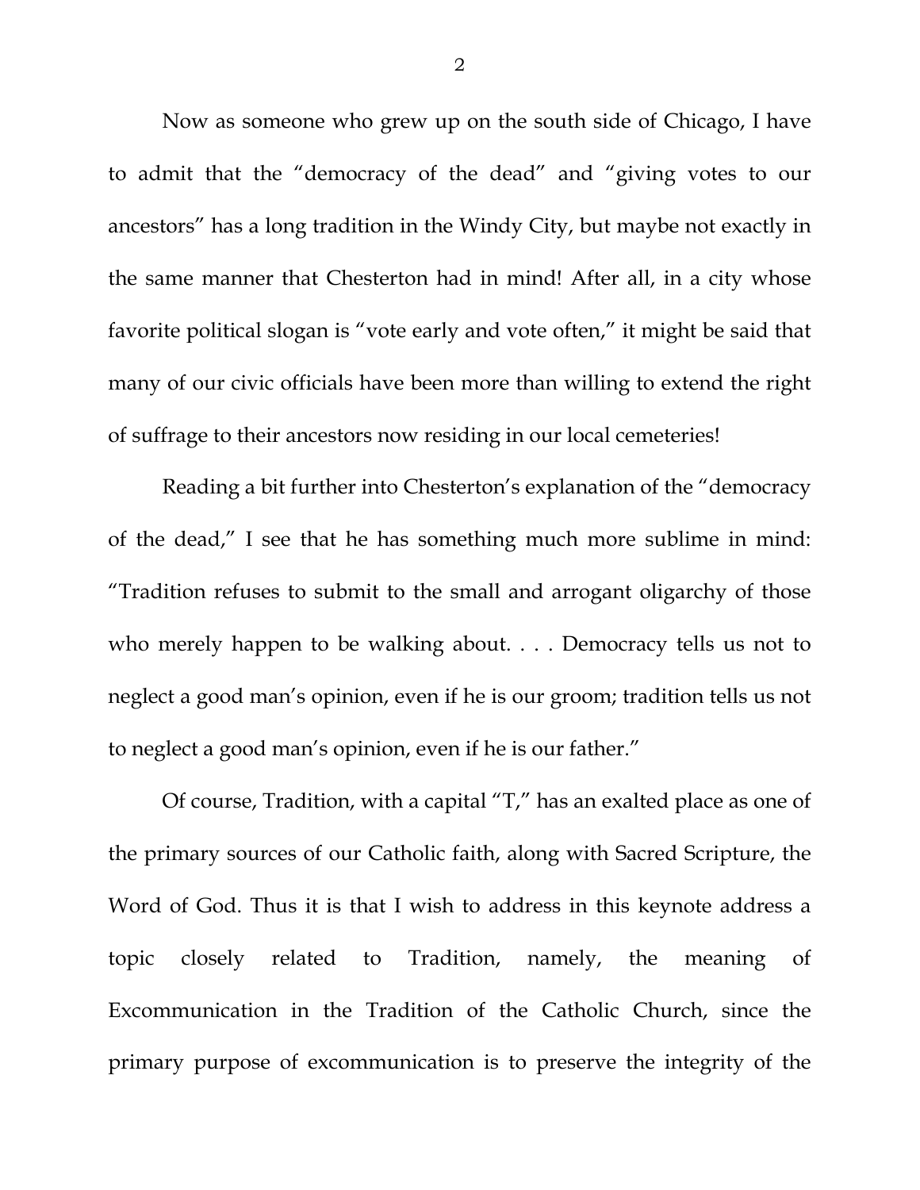Now as someone who grew up on the south side of Chicago, I have to admit that the "democracy of the dead" and "giving votes to our ancestors" has a long tradition in the Windy City, but maybe not exactly in the same manner that Chesterton had in mind! After all, in a city whose favorite political slogan is "vote early and vote often," it might be said that many of our civic officials have been more than willing to extend the right of suffrage to their ancestors now residing in our local cemeteries!

Reading a bit further into Chesterton's explanation of the "democracy of the dead," I see that he has something much more sublime in mind: "Tradition refuses to submit to the small and arrogant oligarchy of those who merely happen to be walking about. . . . Democracy tells us not to neglect a good man's opinion, even if he is our groom; tradition tells us not to neglect a good man's opinion, even if he is our father."

Of course, Tradition, with a capital "T," has an exalted place as one of the primary sources of our Catholic faith, along with Sacred Scripture, the Word of God. Thus it is that I wish to address in this keynote address a topic closely related to Tradition, namely, the meaning of Excommunication in the Tradition of the Catholic Church, since the primary purpose of excommunication is to preserve the integrity of the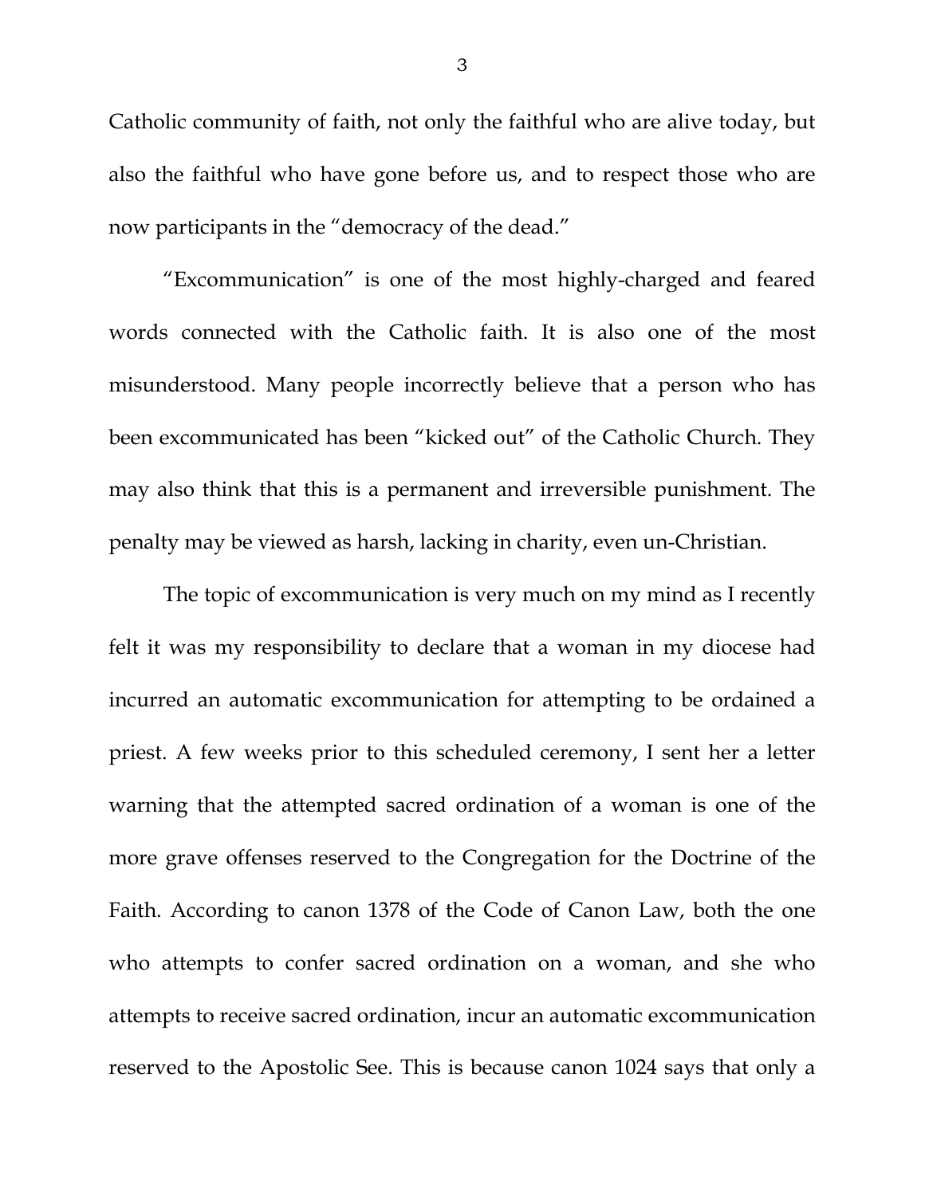Catholic community of faith, not only the faithful who are alive today, but also the faithful who have gone before us, and to respect those who are now participants in the "democracy of the dead."

"Excommunication" is one of the most highly-charged and feared words connected with the Catholic faith. It is also one of the most misunderstood. Many people incorrectly believe that a person who has been excommunicated has been "kicked out" of the Catholic Church. They may also think that this is a permanent and irreversible punishment. The penalty may be viewed as harsh, lacking in charity, even un-Christian.

The topic of excommunication is very much on my mind as I recently felt it was my responsibility to declare that a woman in my diocese had incurred an automatic excommunication for attempting to be ordained a priest. A few weeks prior to this scheduled ceremony, I sent her a letter warning that the attempted sacred ordination of a woman is one of the more grave offenses reserved to the Congregation for the Doctrine of the Faith. According to canon 1378 of the Code of Canon Law, both the one who attempts to confer sacred ordination on a woman, and she who attempts to receive sacred ordination, incur an automatic excommunication reserved to the Apostolic See. This is because canon 1024 says that only a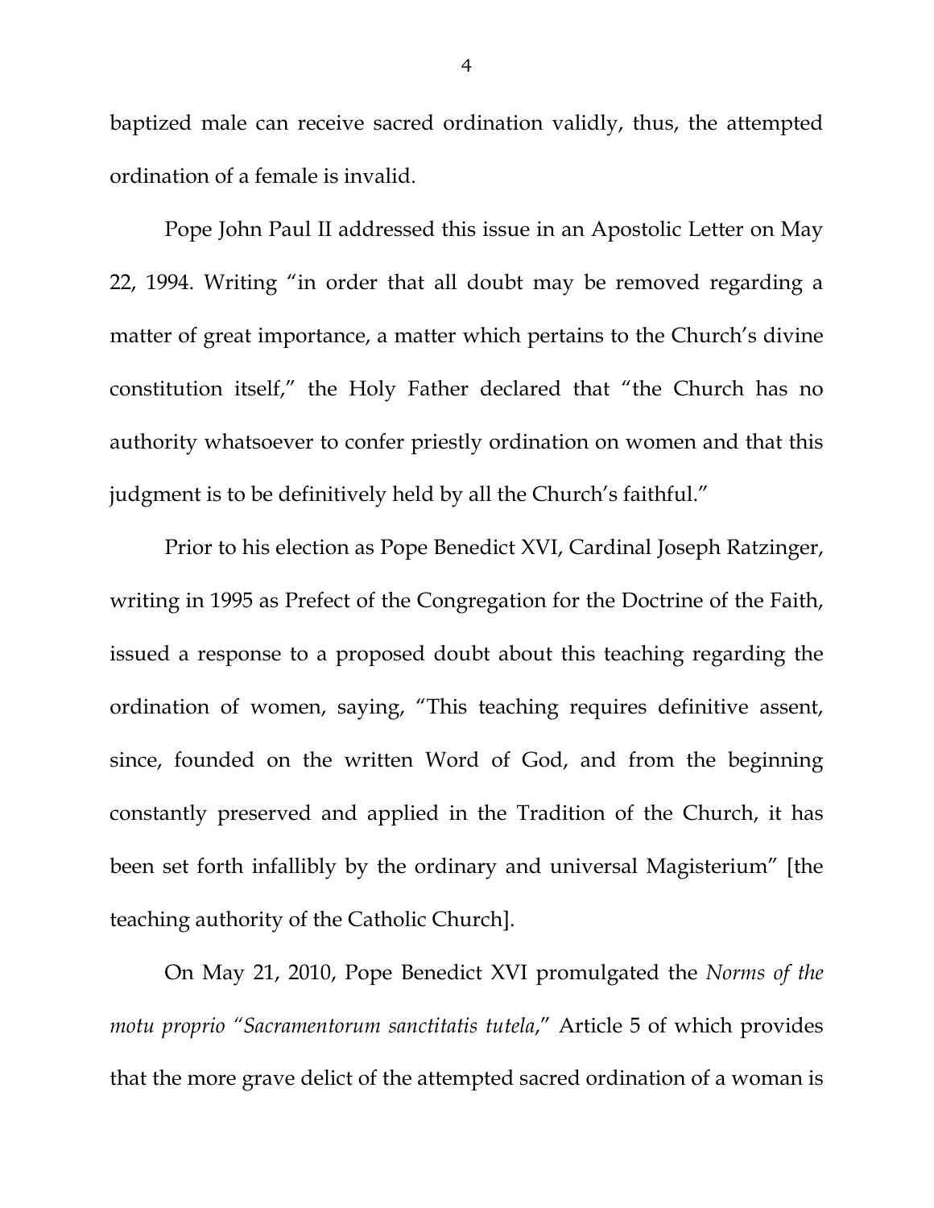baptized male can receive sacred ordination validly, thus, the attempted ordination of a female is invalid.

Pope John Paul II addressed this issue in an Apostolic Letter on May 22, 1994. Writing "in order that all doubt may be removed regarding a matter of great importance, a matter which pertains to the Church's divine constitution itself," the Holy Father declared that "the Church has no authority whatsoever to confer priestly ordination on women and that this judgment is to be definitively held by all the Church's faithful."

Prior to his election as Pope Benedict XVI, Cardinal Joseph Ratzinger, writing in 1995 as Prefect of the Congregation for the Doctrine of the Faith, issued a response to a proposed doubt about this teaching regarding the ordination of women, saying, "This teaching requires definitive assent, since, founded on the written Word of God, and from the beginning constantly preserved and applied in the Tradition of the Church, it has been set forth infallibly by the ordinary and universal Magisterium" [the teaching authority of the Catholic Church].

On May 21, 2010, Pope Benedict XVI promulgated the *Norms of the motu proprio "Sacramentorum sanctitatis tutela*," Article 5 of which provides that the more grave delict of the attempted sacred ordination of a woman is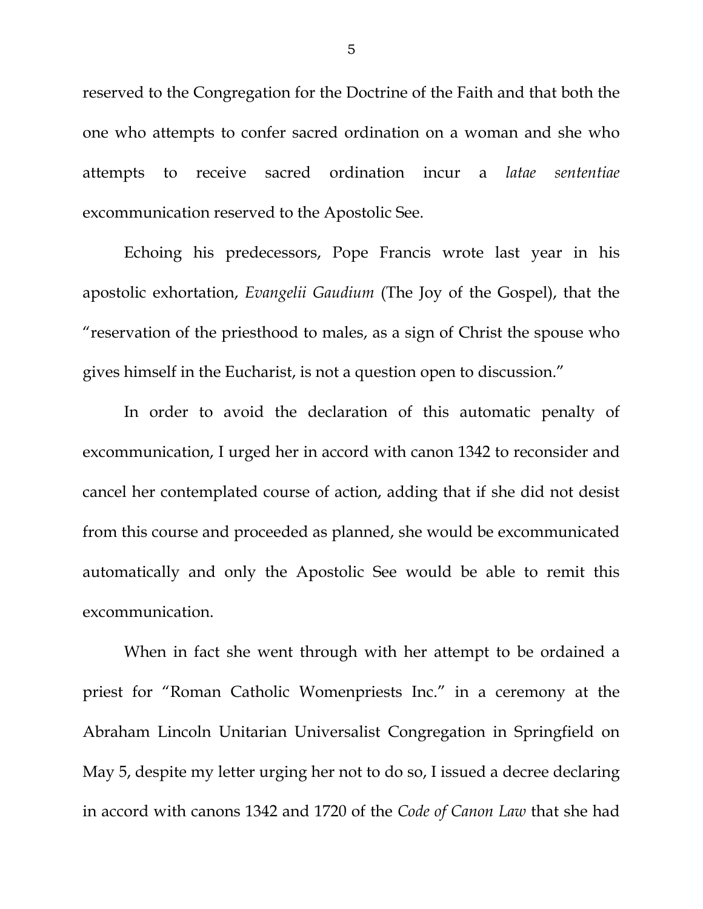reserved to the Congregation for the Doctrine of the Faith and that both the one who attempts to confer sacred ordination on a woman and she who attempts to receive sacred ordination incur a *latae sententiae* excommunication reserved to the Apostolic See.

Echoing his predecessors, Pope Francis wrote last year in his apostolic exhortation, *Evangelii Gaudium* (The Joy of the Gospel), that the "reservation of the priesthood to males, as a sign of Christ the spouse who gives himself in the Eucharist, is not a question open to discussion."

In order to avoid the declaration of this automatic penalty of excommunication, I urged her in accord with canon 1342 to reconsider and cancel her contemplated course of action, adding that if she did not desist from this course and proceeded as planned, she would be excommunicated automatically and only the Apostolic See would be able to remit this excommunication.

When in fact she went through with her attempt to be ordained a priest for "Roman Catholic Womenpriests Inc." in a ceremony at the Abraham Lincoln Unitarian Universalist Congregation in Springfield on May 5, despite my letter urging her not to do so, I issued a decree declaring in accord with canons 1342 and 1720 of the *Code of Canon Law* that she had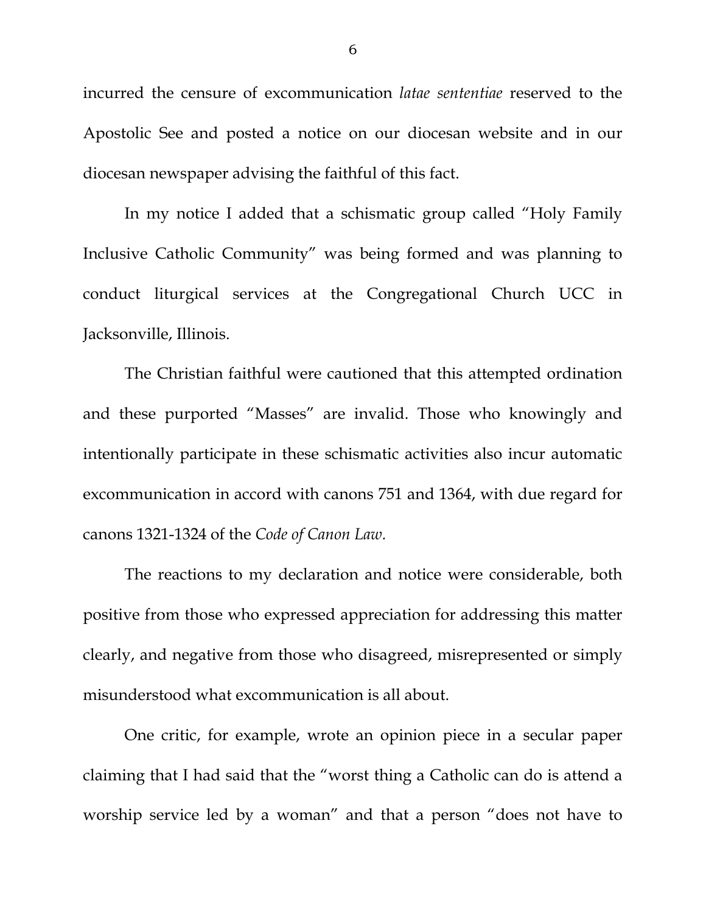incurred the censure of excommunication *latae sententiae* reserved to the Apostolic See and posted a notice on our diocesan website and in our diocesan newspaper advising the faithful of this fact.

In my notice I added that a schismatic group called "Holy Family Inclusive Catholic Community" was being formed and was planning to conduct liturgical services at the Congregational Church UCC in Jacksonville, Illinois.

The Christian faithful were cautioned that this attempted ordination and these purported "Masses" are invalid. Those who knowingly and intentionally participate in these schismatic activities also incur automatic excommunication in accord with canons 751 and 1364, with due regard for canons 1321-1324 of the *Code of Canon Law.*

The reactions to my declaration and notice were considerable, both positive from those who expressed appreciation for addressing this matter clearly, and negative from those who disagreed, misrepresented or simply misunderstood what excommunication is all about.

One critic, for example, wrote an opinion piece in a secular paper claiming that I had said that the "worst thing a Catholic can do is attend a worship service led by a woman" and that a person "does not have to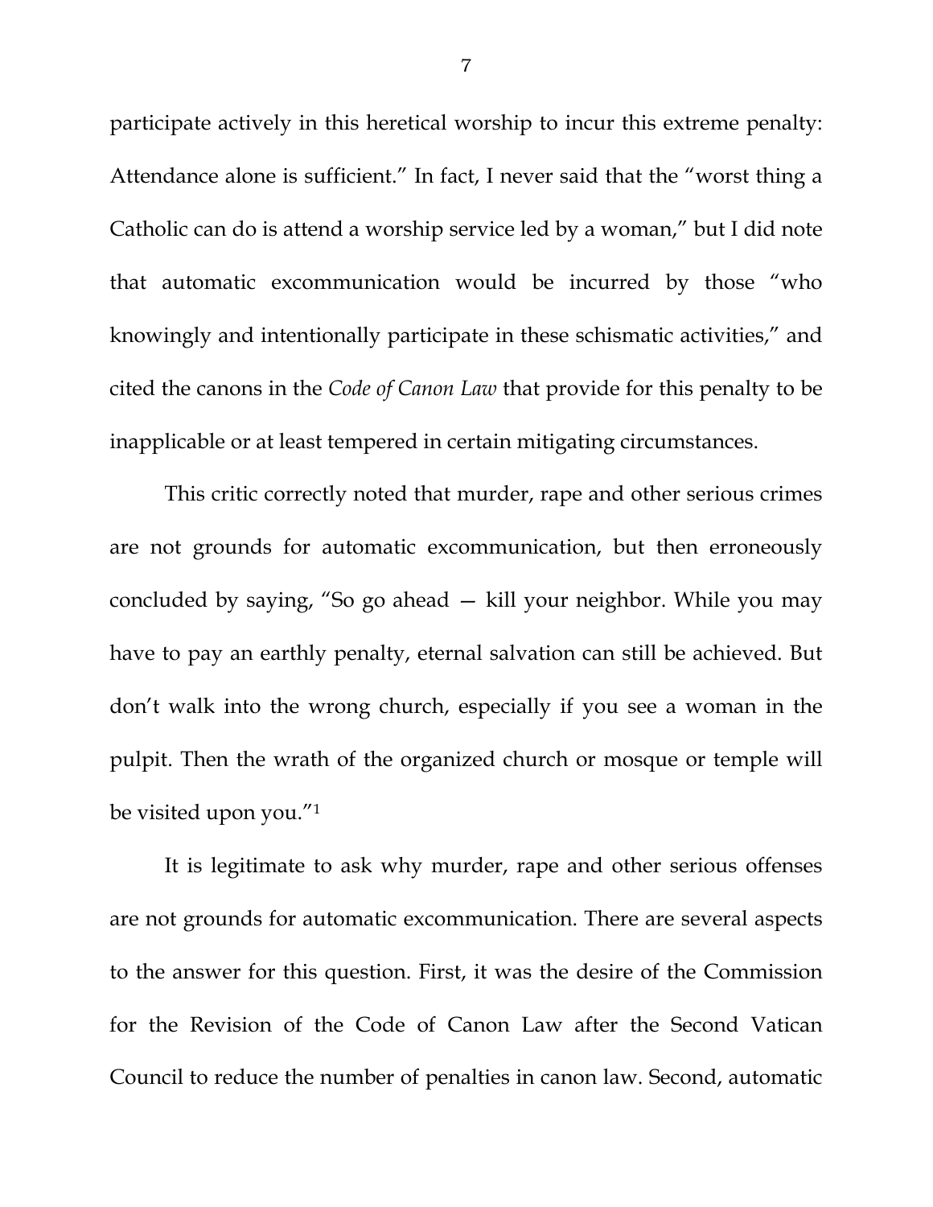participate actively in this heretical worship to incur this extreme penalty: Attendance alone is sufficient." In fact, I never said that the "worst thing a Catholic can do is attend a worship service led by a woman," but I did note that automatic excommunication would be incurred by those "who knowingly and intentionally participate in these schismatic activities," and cited the canons in the *Code of Canon Law* that provide for this penalty to be inapplicable or at least tempered in certain mitigating circumstances.

This critic correctly noted that murder, rape and other serious crimes are not grounds for automatic excommunication, but then erroneously concluded by saying, "So go ahead — kill your neighbor. While you may have to pay an earthly penalty, eternal salvation can still be achieved. But don't walk into the wrong church, especially if you see a woman in the pulpit. Then the wrath of the organized church or mosque or temple will be visited upon you."[1]

It is legitimate to ask why murder, rape and other serious offenses are not grounds for automatic excommunication. There are several aspects to the answer for this question. First, it was the desire of the Commission for the Revision of the Code of Canon Law after the Second Vatican Council to reduce the number of penalties in canon law. Second, automatic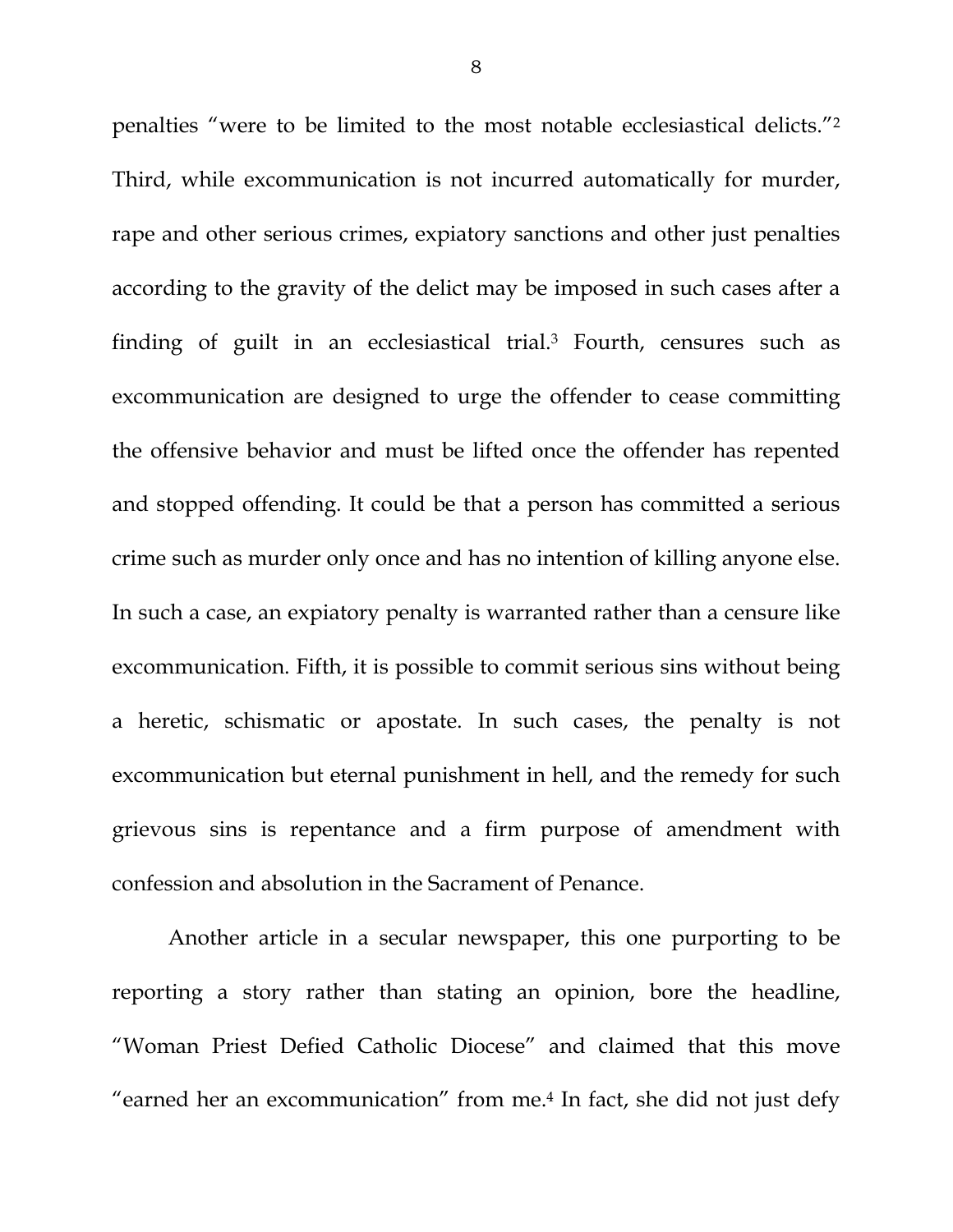penalties "were to be limited to the most notable ecclesiastical delicts."[2] Third, while excommunication is not incurred automatically for murder, rape and other serious crimes, expiatory sanctions and other just penalties according to the gravity of the delict may be imposed in such cases after a finding of guilt in an ecclesiastical trial.[3] Fourth, censures such as excommunication are designed to urge the offender to cease committing the offensive behavior and must be lifted once the offender has repented and stopped offending. It could be that a person has committed a serious crime such as murder only once and has no intention of killing anyone else. In such a case, an expiatory penalty is warranted rather than a censure like excommunication. Fifth, it is possible to commit serious sins without being a heretic, schismatic or apostate. In such cases, the penalty is not excommunication but eternal punishment in hell, and the remedy for such grievous sins is repentance and a firm purpose of amendment with confession and absolution in the Sacrament of Penance.

Another article in a secular newspaper, this one purporting to be reporting a story rather than stating an opinion, bore the headline, "Woman Priest Defied Catholic Diocese" and claimed that this move "earned her an excommunication" from me.[4] In fact, she did not just defy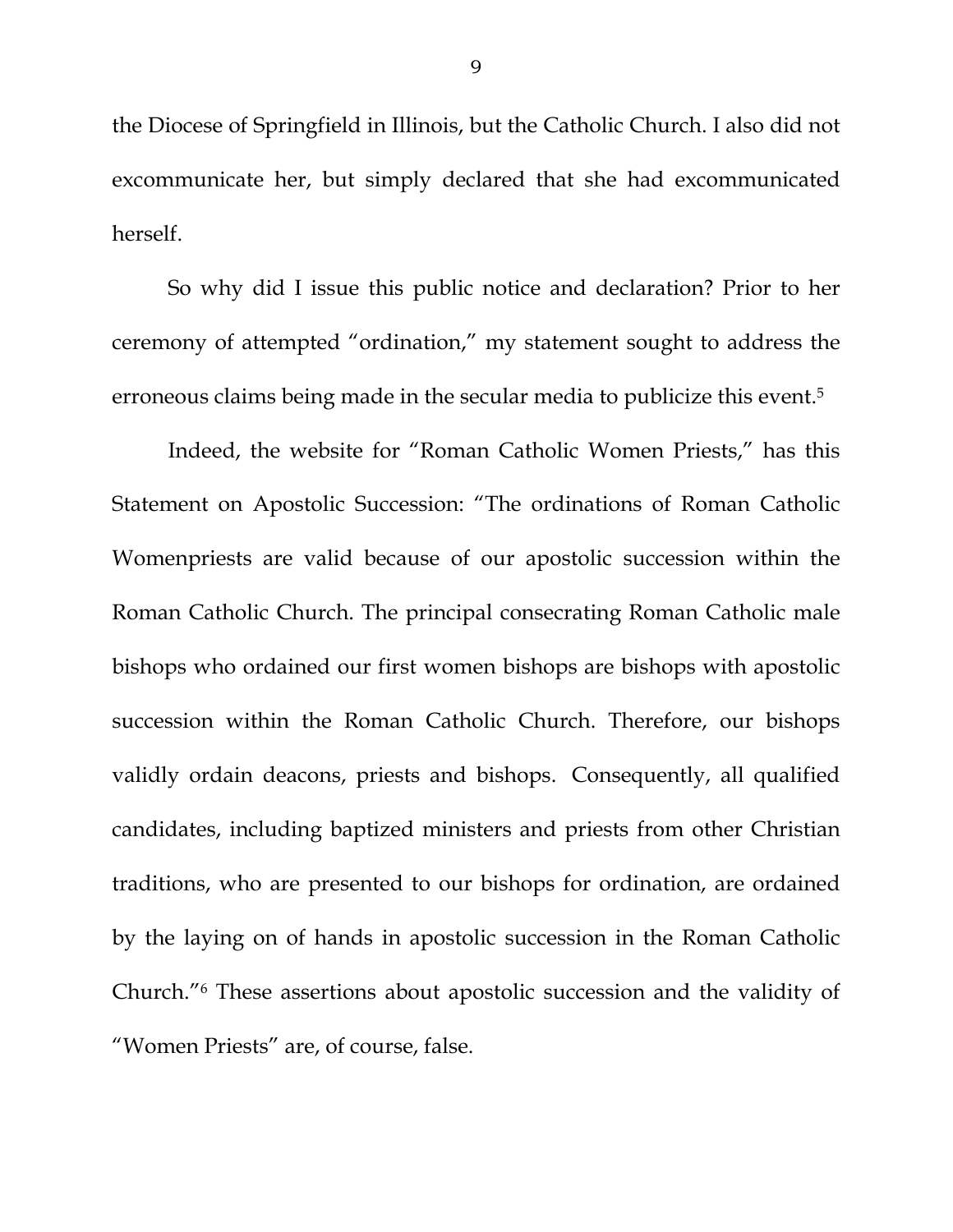the Diocese of Springfield in Illinois, but the Catholic Church. I also did not excommunicate her, but simply declared that she had excommunicated herself.

So why did I issue this public notice and declaration? Prior to her ceremony of attempted "ordination," my statement sought to address the erroneous claims being made in the secular media to publicize this event.[5]

Indeed, the website for "Roman Catholic Women Priests," has this Statement on Apostolic Succession: "The ordinations of Roman Catholic Womenpriests are valid because of our apostolic succession within the Roman Catholic Church. The principal consecrating Roman Catholic male bishops who ordained our first women bishops are bishops with apostolic succession within the Roman Catholic Church. Therefore, our bishops validly ordain deacons, priests and bishops. Consequently, all qualified candidates, including baptized ministers and priests from other Christian traditions, who are presented to our bishops for ordination, are ordained by the laying on of hands in apostolic succession in the Roman Catholic Church."[6] These assertions about apostolic succession and the validity of "Women Priests" are, of course, false.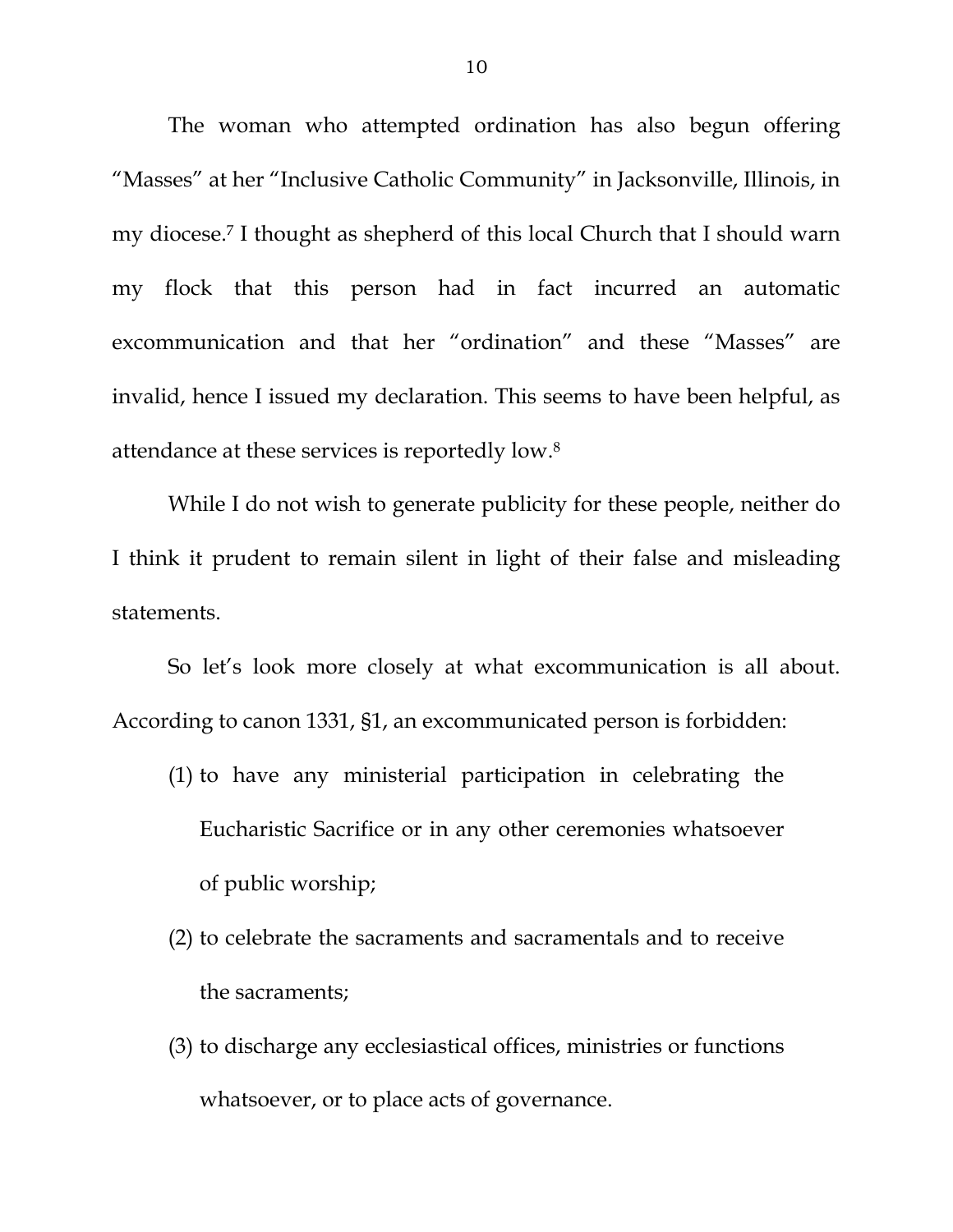The woman who attempted ordination has also begun offering "Masses" at her "Inclusive Catholic Community" in Jacksonville, Illinois, in my diocese.[7] I thought as shepherd of this local Church that I should warn my flock that this person had in fact incurred an automatic excommunication and that her "ordination" and these "Masses" are invalid, hence I issued my declaration. This seems to have been helpful, as attendance at these services is reportedly low.[8]

While I do not wish to generate publicity for these people, neither do I think it prudent to remain silent in light of their false and misleading statements.

So let's look more closely at what excommunication is all about. According to canon 1331, §1, an excommunicated person is forbidden:

(1) to have any ministerial participation in celebrating the Eucharistic Sacrifice or in any other ceremonies whatsoever of public worship;

(2) to celebrate the sacraments and sacramentals and to receive the sacraments;

(3) to discharge any ecclesiastical offices, ministries or functions whatsoever, or to place acts of governance.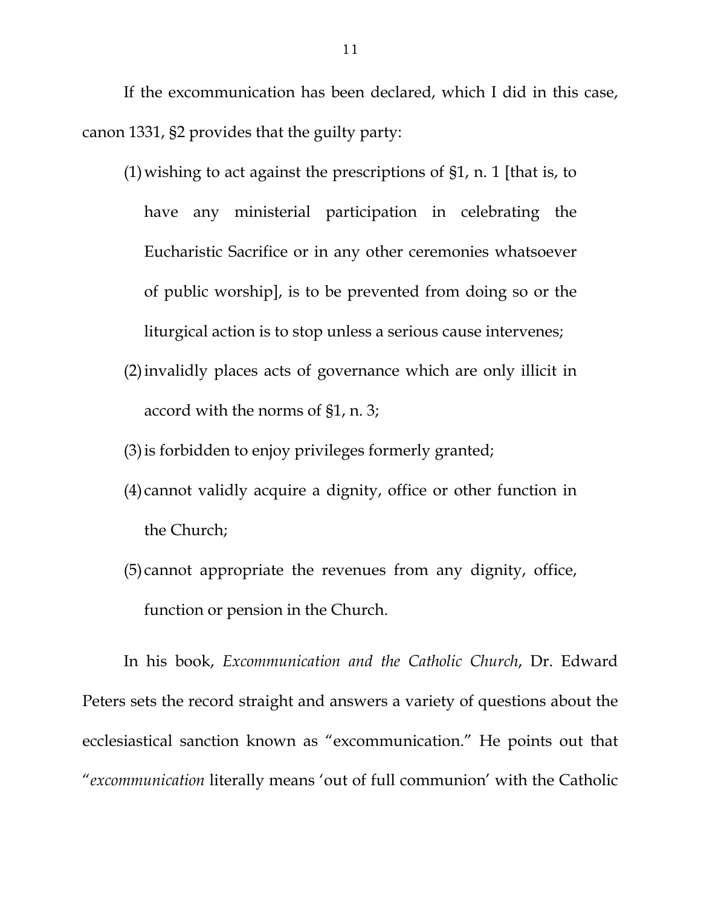If the excommunication has been declared, which I did in this case, canon 1331, §2 provides that the guilty party:

(1) wishing to act against the prescriptions of §1, n. 1 [that is, to have any ministerial participation in celebrating the Eucharistic Sacrifice or in any other ceremonies whatsoever of public worship], is to be prevented from doing so or the liturgical action is to stop unless a serious cause intervenes;

(2) invalidly places acts of governance which are only illicit in accord with the norms of §1, n. 3;

(3) is forbidden to enjoy privileges formerly granted;

(4) cannot validly acquire a dignity, office or other function in the Church;

(5) cannot appropriate the revenues from any dignity, office, function or pension in the Church.

In his book, *Excommunication and the Catholic Church*, Dr. Edward Peters sets the record straight and answers a variety of questions about the ecclesiastical sanction known as "excommunication." He points out that "*excommunication* literally means 'out of full communion' with the Catholic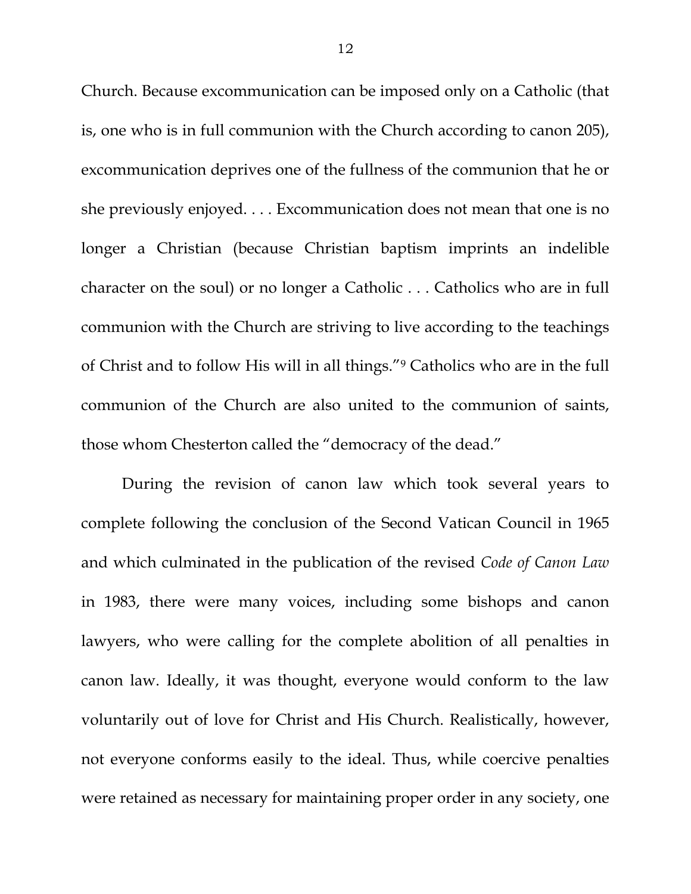Church. Because excommunication can be imposed only on a Catholic (that is, one who is in full communion with the Church according to canon 205), excommunication deprives one of the fullness of the communion that he or she previously enjoyed. . . . Excommunication does not mean that one is no longer a Christian (because Christian baptism imprints an indelible character on the soul) or no longer a Catholic . . . Catholics who are in full communion with the Church are striving to live according to the teachings of Christ and to follow His will in all things."[9] Catholics who are in the full communion of the Church are also united to the communion of saints, those whom Chesterton called the "democracy of the dead."

During the revision of canon law which took several years to complete following the conclusion of the Second Vatican Council in 1965 and which culminated in the publication of the revised *Code of Canon Law* in 1983, there were many voices, including some bishops and canon lawyers, who were calling for the complete abolition of all penalties in canon law. Ideally, it was thought, everyone would conform to the law voluntarily out of love for Christ and His Church. Realistically, however, not everyone conforms easily to the ideal. Thus, while coercive penalties were retained as necessary for maintaining proper order in any society, one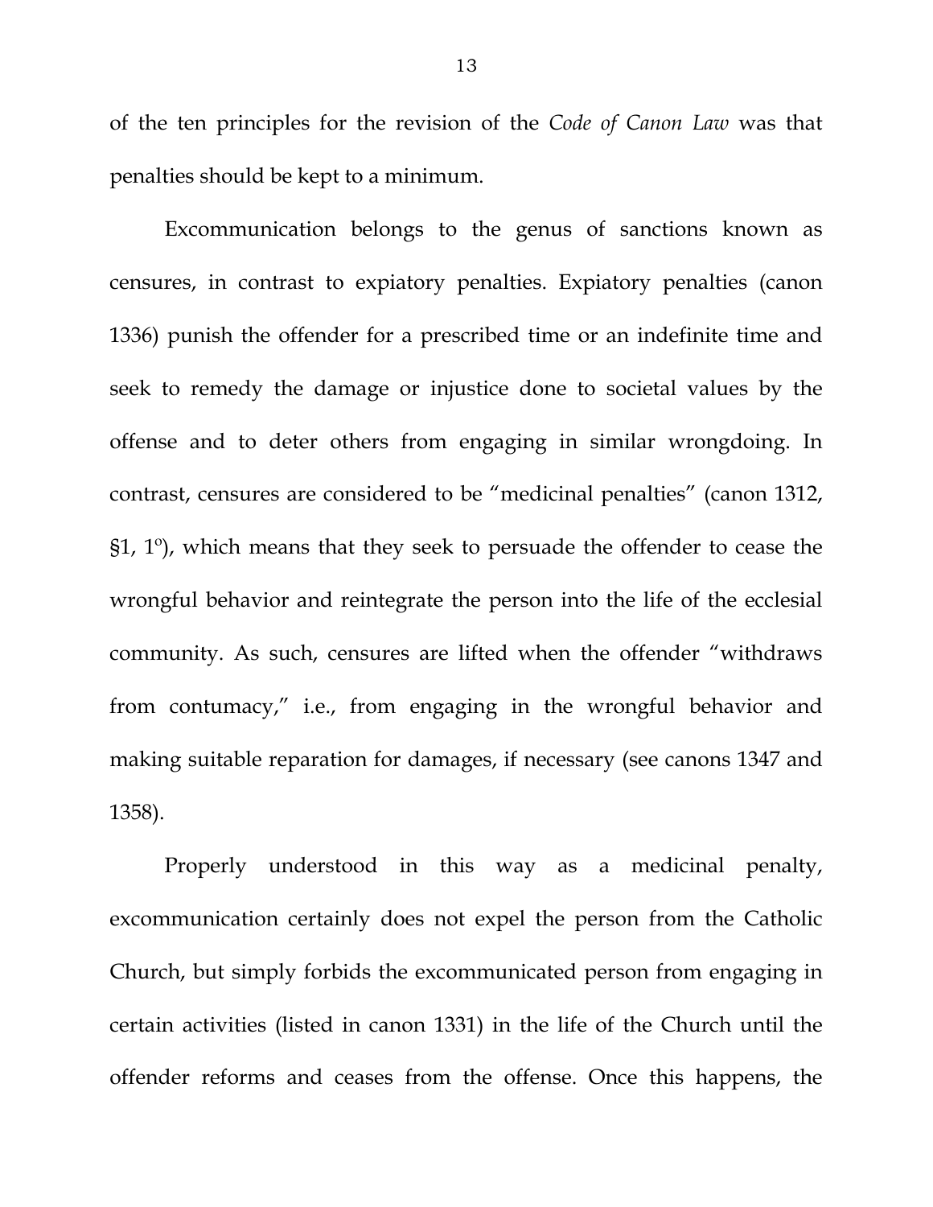of the ten principles for the revision of the *Code of Canon Law* was that penalties should be kept to a minimum.

Excommunication belongs to the genus of sanctions known as censures, in contrast to expiatory penalties. Expiatory penalties (canon 1336) punish the offender for a prescribed time or an indefinite time and seek to remedy the damage or injustice done to societal values by the offense and to deter others from engaging in similar wrongdoing. In contrast, censures are considered to be "medicinal penalties" (canon 1312, §1, 1º), which means that they seek to persuade the offender to cease the wrongful behavior and reintegrate the person into the life of the ecclesial community. As such, censures are lifted when the offender "withdraws from contumacy," i.e., from engaging in the wrongful behavior and making suitable reparation for damages, if necessary (see canons 1347 and 1358).

Properly understood in this way as a medicinal penalty, excommunication certainly does not expel the person from the Catholic Church, but simply forbids the excommunicated person from engaging in certain activities (listed in canon 1331) in the life of the Church until the offender reforms and ceases from the offense. Once this happens, the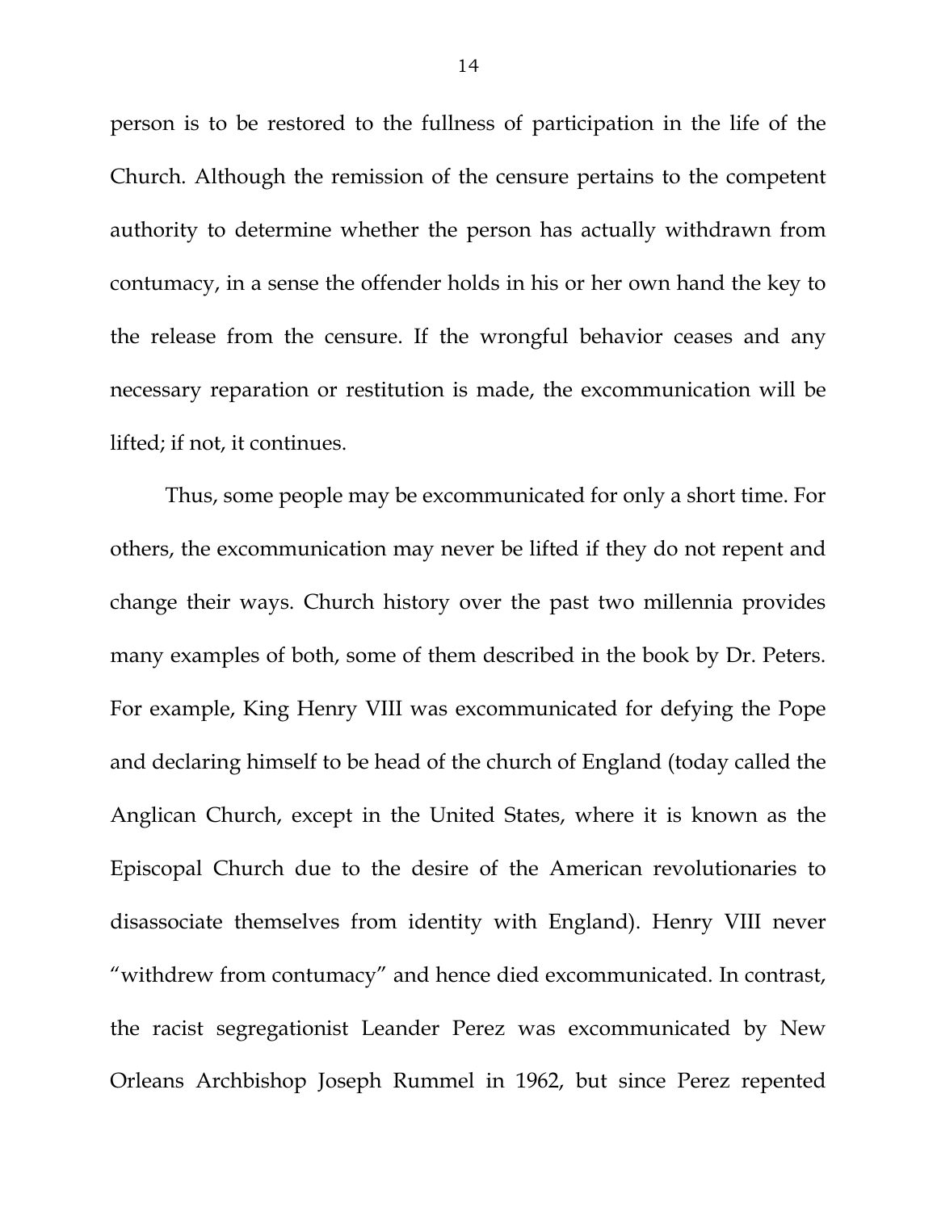person is to be restored to the fullness of participation in the life of the Church. Although the remission of the censure pertains to the competent authority to determine whether the person has actually withdrawn from contumacy, in a sense the offender holds in his or her own hand the key to the release from the censure. If the wrongful behavior ceases and any necessary reparation or restitution is made, the excommunication will be lifted; if not, it continues.

Thus, some people may be excommunicated for only a short time. For others, the excommunication may never be lifted if they do not repent and change their ways. Church history over the past two millennia provides many examples of both, some of them described in the book by Dr. Peters. For example, King Henry VIII was excommunicated for defying the Pope and declaring himself to be head of the church of England (today called the Anglican Church, except in the United States, where it is known as the Episcopal Church due to the desire of the American revolutionaries to disassociate themselves from identity with England). Henry VIII never "withdrew from contumacy" and hence died excommunicated. In contrast, the racist segregationist Leander Perez was excommunicated by New Orleans Archbishop Joseph Rummel in 1962, but since Perez repented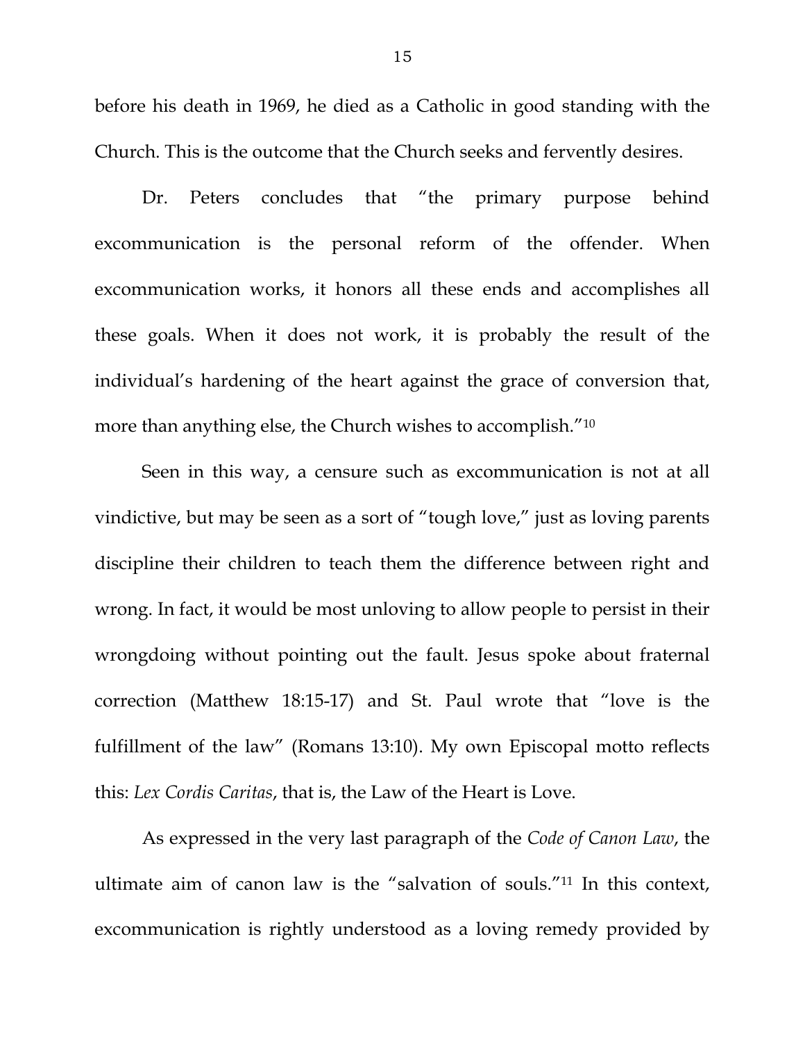before his death in 1969, he died as a Catholic in good standing with the Church. This is the outcome that the Church seeks and fervently desires.

Dr. Peters concludes that "the primary purpose behind excommunication is the personal reform of the offender. When excommunication works, it honors all these ends and accomplishes all these goals. When it does not work, it is probably the result of the individual's hardening of the heart against the grace of conversion that, more than anything else, the Church wishes to accomplish."[10]

Seen in this way, a censure such as excommunication is not at all vindictive, but may be seen as a sort of "tough love," just as loving parents discipline their children to teach them the difference between right and wrong. In fact, it would be most unloving to allow people to persist in their wrongdoing without pointing out the fault. Jesus spoke about fraternal correction (Matthew 18:15-17) and St. Paul wrote that "love is the fulfillment of the law" (Romans 13:10). My own Episcopal motto reflects this: *Lex Cordis Caritas*, that is, the Law of the Heart is Love.

As expressed in the very last paragraph of the *Code of Canon Law*, the ultimate aim of canon law is the "salvation of souls."[11] In this context, excommunication is rightly understood as a loving remedy provided by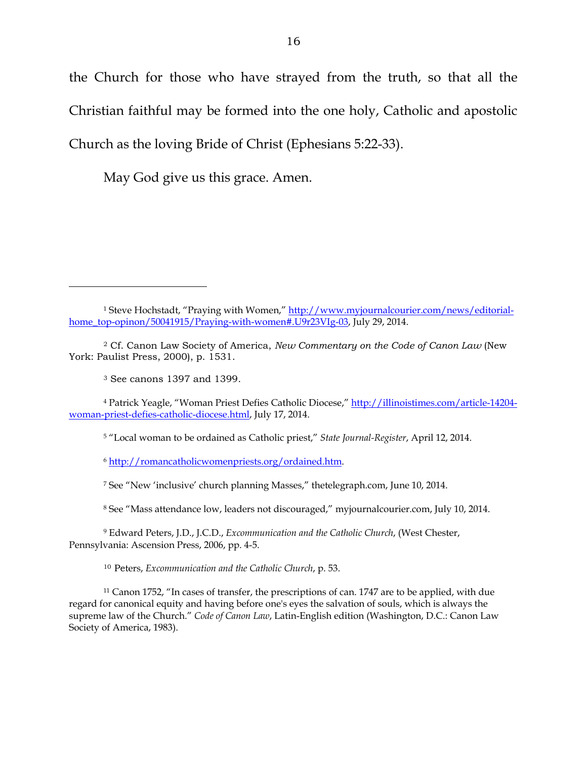the Church for those who have strayed from the truth, so that all the Christian faithful may be formed into the one holy, Catholic and apostolic Church as the loving Bride of Christ (Ephesians 5:22-33).

May God give us this grace. Amen.

---

[1] Steve Hochstadt, "Praying with Women," http://www.myjournalcourier.com/news/editorial-home_top-opinon/50041915/Praying-with-women#.U9r23VIg-03, July 29, 2014.

[2] Cf. Canon Law Society of America, *New Commentary on the Code of Canon Law* (New York: Paulist Press, 2000), p. 1531.

[3] See canons 1397 and 1399.

[4] Patrick Yeagle, "Woman Priest Defies Catholic Diocese," http://illinoistimes.com/article-14204-woman-priest-defies-catholic-diocese.html, July 17, 2014.

[5] "Local woman to be ordained as Catholic priest," *State Journal-Register*, April 12, 2014.

[6] http://romancatholicwomenpriests.org/ordained.htm.

[7] See "New 'inclusive' church planning Masses," thetelegraph.com, June 10, 2014.

[8] See "Mass attendance low, leaders not discouraged," myjournalcourier.com, July 10, 2014.

[9] Edward Peters, J.D., J.C.D., *Excommunication and the Catholic Church*, (West Chester, Pennsylvania: Ascension Press, 2006, pp. 4-5.

[10] Peters, *Excommunication and the Catholic Church*, p. 53.

[11] Canon 1752, "In cases of transfer, the prescriptions of can. 1747 are to be applied, with due regard for canonical equity and having before one's eyes the salvation of souls, which is always the supreme law of the Church." *Code of Canon Law*, Latin-English edition (Washington, D.C.: Canon Law Society of America, 1983).